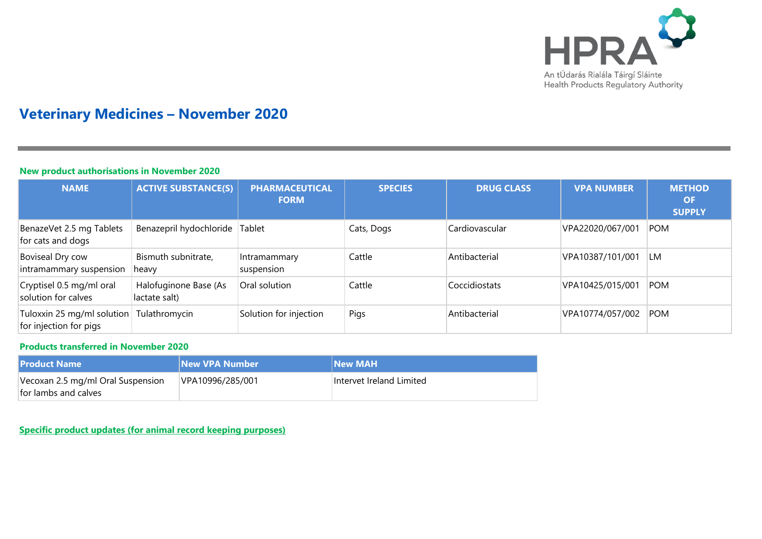# Veterinary Medicines – November 2020

## New product authorisations in November 2020

| NAME | ACTIVE SUBSTANCE(S) | PHARMACEUTICAL FORM | SPECIES | DRUG CLASS | VPA NUMBER | METHOD OF SUPPLY |
|---|---|---|---|---|---|---|
| BenazeVet 2.5 mg Tablets for cats and dogs | Benazepril hydochloride | Tablet | Cats, Dogs | Cardiovascular | VPA22020/067/001 | POM |
| Boviseal Dry cow intramammary suspension | Bismuth subnitrate, heavy | Intramammary suspension | Cattle | Antibacterial | VPA10387/101/001 | LM |
| Cryptisel 0.5 mg/ml oral solution for calves | Halofuginone Base (As lactate salt) | Oral solution | Cattle | Coccidiostats | VPA10425/015/001 | POM |
| Tuloxxin 25 mg/ml solution for injection for pigs | Tulathromycin | Solution for injection | Pigs | Antibacterial | VPA10774/057/002 | POM |

## Products transferred in November 2020

| Product Name | New VPA Number | New MAH |
|---|---|---|
| Vecoxan 2.5 mg/ml Oral Suspension for lambs and calves | VPA10996/285/001 | Intervet Ireland Limited |

## Specific product updates (for animal record keeping purposes)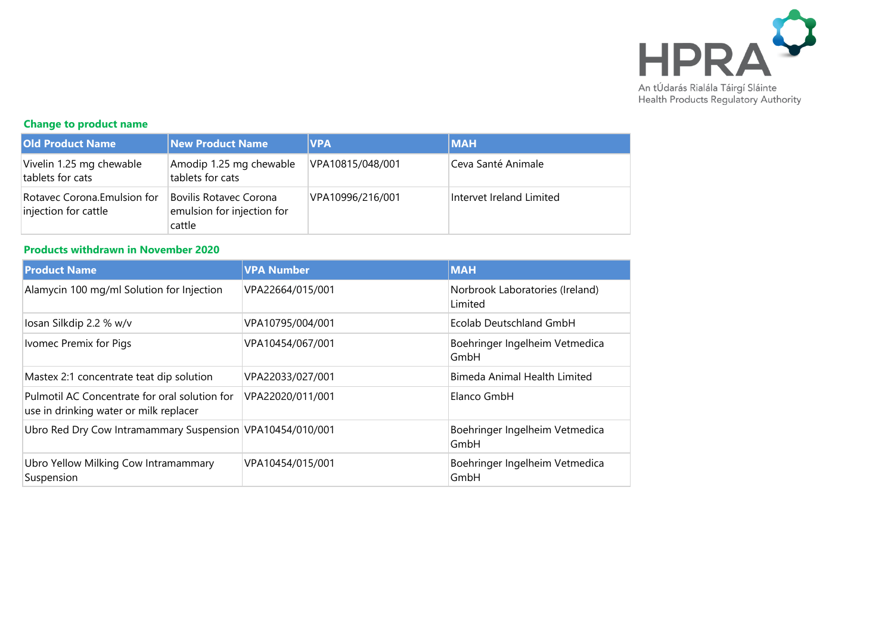### Change to product name

| Old Product Name | New Product Name | VPA | MAH |
|---|---|---|---|
| Vivelin 1.25 mg chewable tablets for cats | Amodip 1.25 mg chewable tablets for cats | VPA10815/048/001 | Ceva Santé Animale |
| Rotavec Corona.Emulsion for injection for cattle | Bovilis Rotavec Corona emulsion for injection for cattle | VPA10996/216/001 | Intervet Ireland Limited |

### Products withdrawn in November 2020

| Product Name | VPA Number | MAH |
|---|---|---|
| Alamycin 100 mg/ml Solution for Injection | VPA22664/015/001 | Norbrook Laboratories (Ireland) Limited |
| Iosan Silkdip 2.2 % w/v | VPA10795/004/001 | Ecolab Deutschland GmbH |
| Ivomec Premix for Pigs | VPA10454/067/001 | Boehringer Ingelheim Vetmedica GmbH |
| Mastex 2:1 concentrate teat dip solution | VPA22033/027/001 | Bimeda Animal Health Limited |
| Pulmotil AC Concentrate for oral solution for use in drinking water or milk replacer | VPA22020/011/001 | Elanco GmbH |
| Ubro Red Dry Cow Intramammary Suspension | VPA10454/010/001 | Boehringer Ingelheim Vetmedica GmbH |
| Ubro Yellow Milking Cow Intramammary Suspension | VPA10454/015/001 | Boehringer Ingelheim Vetmedica GmbH |